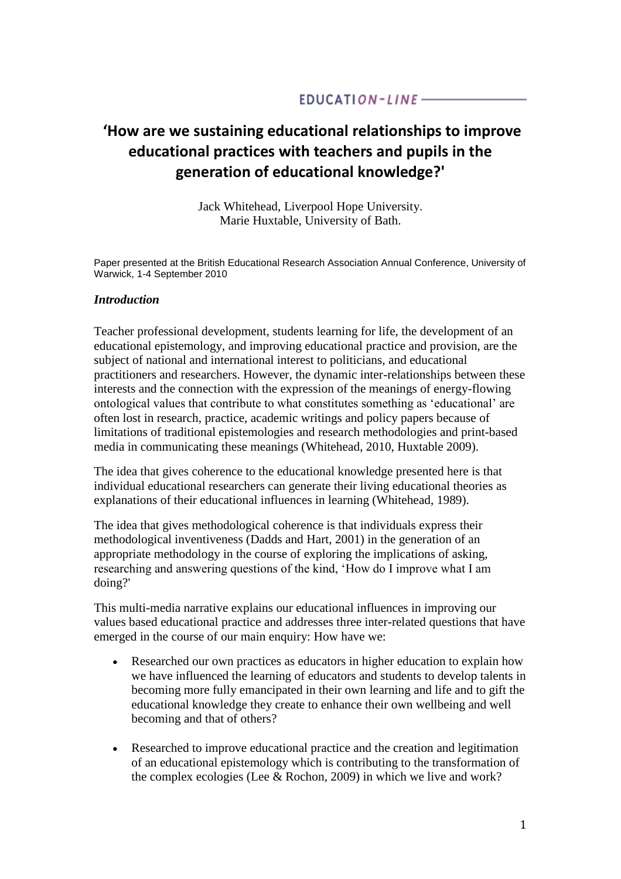EDUCATION-LINE

# 'How are we sustaining educational relationships to improve educational practices with teachers and pupils in the generation of educational knowledge?'

Jack Whitehead, Liverpool Hope University.
Marie Huxtable, University of Bath.

Paper presented at the British Educational Research Association Annual Conference, University of Warwick, 1-4 September 2010

### *Introduction*

Teacher professional development, students learning for life, the development of an educational epistemology, and improving educational practice and provision, are the subject of national and international interest to politicians, and educational practitioners and researchers. However, the dynamic inter-relationships between these interests and the connection with the expression of the meanings of energy-flowing ontological values that contribute to what constitutes something as 'educational' are often lost in research, practice, academic writings and policy papers because of limitations of traditional epistemologies and research methodologies and print-based media in communicating these meanings (Whitehead, 2010, Huxtable 2009).

The idea that gives coherence to the educational knowledge presented here is that individual educational researchers can generate their living educational theories as explanations of their educational influences in learning (Whitehead, 1989).

The idea that gives methodological coherence is that individuals express their methodological inventiveness (Dadds and Hart, 2001) in the generation of an appropriate methodology in the course of exploring the implications of asking, researching and answering questions of the kind, 'How do I improve what I am doing?'

This multi-media narrative explains our educational influences in improving our values based educational practice and addresses three inter-related questions that have emerged in the course of our main enquiry: How have we:

- Researched our own practices as educators in higher education to explain how we have influenced the learning of educators and students to develop talents in becoming more fully emancipated in their own learning and life and to gift the educational knowledge they create to enhance their own wellbeing and well becoming and that of others?
- Researched to improve educational practice and the creation and legitimation of an educational epistemology which is contributing to the transformation of the complex ecologies (Lee & Rochon, 2009) in which we live and work?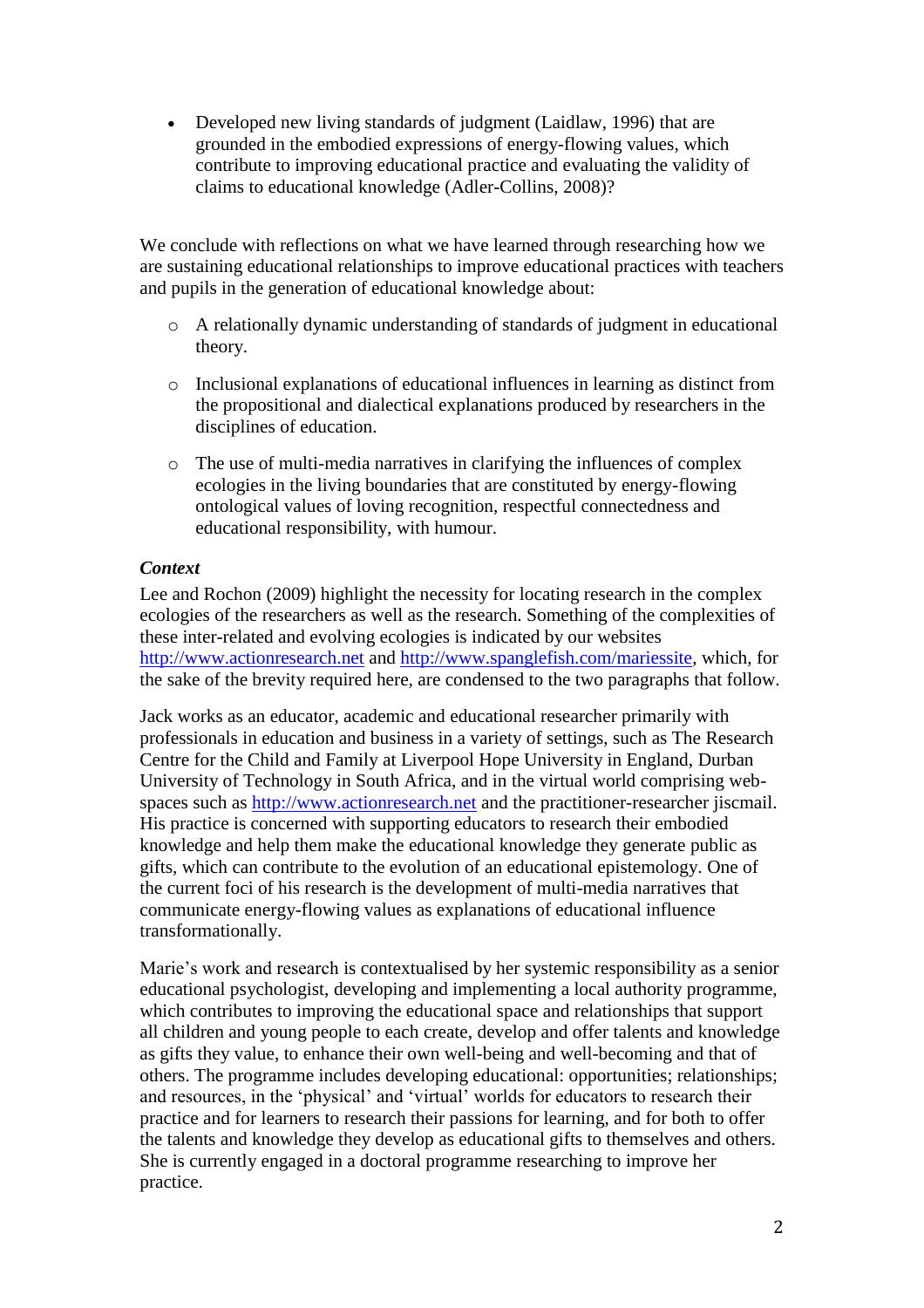- Developed new living standards of judgment (Laidlaw, 1996) that are grounded in the embodied expressions of energy-flowing values, which contribute to improving educational practice and evaluating the validity of claims to educational knowledge (Adler-Collins, 2008)?

We conclude with reflections on what we have learned through researching how we are sustaining educational relationships to improve educational practices with teachers and pupils in the generation of educational knowledge about:

- A relationally dynamic understanding of standards of judgment in educational theory.
- Inclusional explanations of educational influences in learning as distinct from the propositional and dialectical explanations produced by researchers in the disciplines of education.
- The use of multi-media narratives in clarifying the influences of complex ecologies in the living boundaries that are constituted by energy-flowing ontological values of loving recognition, respectful connectedness and educational responsibility, with humour.

***Context***

Lee and Rochon (2009) highlight the necessity for locating research in the complex ecologies of the researchers as well as the research. Something of the complexities of these inter-related and evolving ecologies is indicated by our websites http://www.actionresearch.net and http://www.spanglefish.com/mariessite, which, for the sake of the brevity required here, are condensed to the two paragraphs that follow.

Jack works as an educator, academic and educational researcher primarily with professionals in education and business in a variety of settings, such as The Research Centre for the Child and Family at Liverpool Hope University in England, Durban University of Technology in South Africa, and in the virtual world comprising web-spaces such as http://www.actionresearch.net and the practitioner-researcher jiscmail. His practice is concerned with supporting educators to research their embodied knowledge and help them make the educational knowledge they generate public as gifts, which can contribute to the evolution of an educational epistemology. One of the current foci of his research is the development of multi-media narratives that communicate energy-flowing values as explanations of educational influence transformationally.

Marie's work and research is contextualised by her systemic responsibility as a senior educational psychologist, developing and implementing a local authority programme, which contributes to improving the educational space and relationships that support all children and young people to each create, develop and offer talents and knowledge as gifts they value, to enhance their own well-being and well-becoming and that of others. The programme includes developing educational: opportunities; relationships; and resources, in the 'physical' and 'virtual' worlds for educators to research their practice and for learners to research their passions for learning, and for both to offer the talents and knowledge they develop as educational gifts to themselves and others. She is currently engaged in a doctoral programme researching to improve her practice.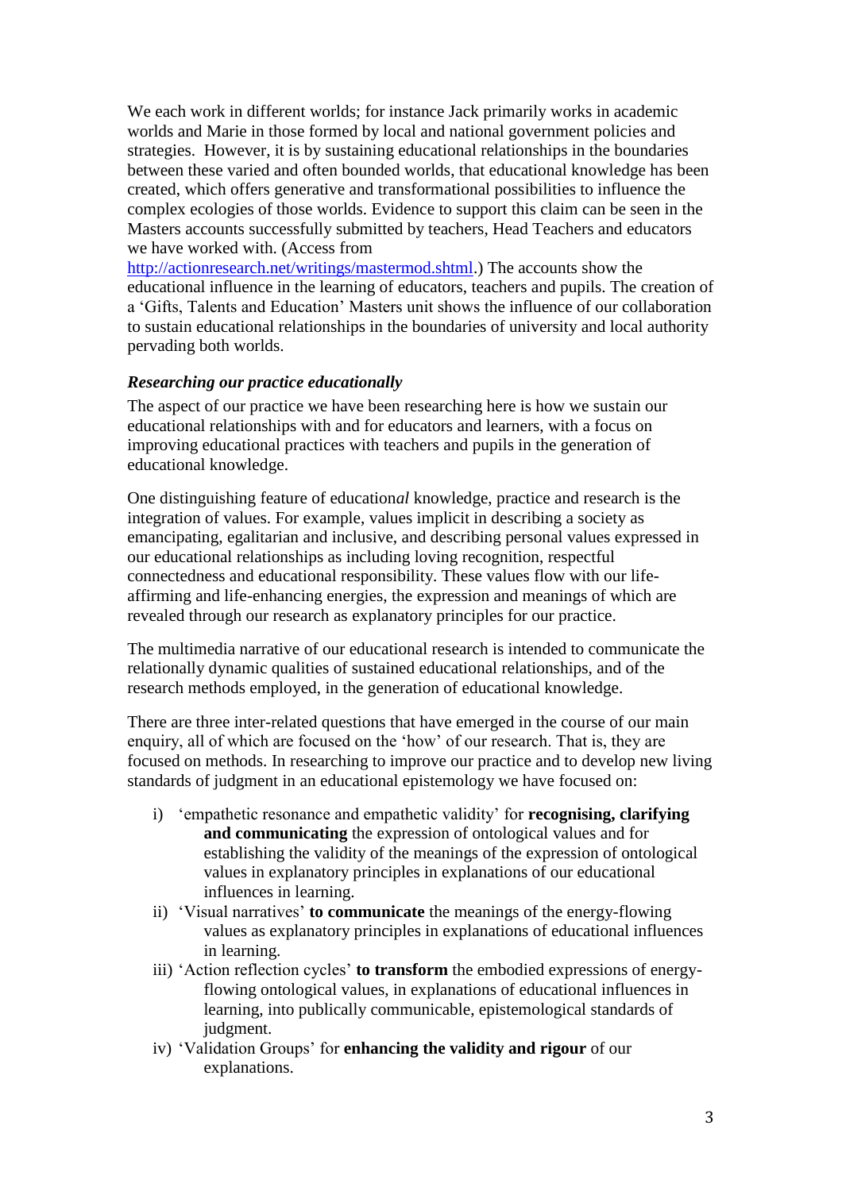We each work in different worlds; for instance Jack primarily works in academic worlds and Marie in those formed by local and national government policies and strategies. However, it is by sustaining educational relationships in the boundaries between these varied and often bounded worlds, that educational knowledge has been created, which offers generative and transformational possibilities to influence the complex ecologies of those worlds. Evidence to support this claim can be seen in the Masters accounts successfully submitted by teachers, Head Teachers and educators we have worked with. (Access from http://actionresearch.net/writings/mastermod.shtml.) The accounts show the educational influence in the learning of educators, teachers and pupils. The creation of a 'Gifts, Talents and Education' Masters unit shows the influence of our collaboration to sustain educational relationships in the boundaries of university and local authority pervading both worlds.

***Researching our practice educationally***

The aspect of our practice we have been researching here is how we sustain our educational relationships with and for educators and learners, with a focus on improving educational practices with teachers and pupils in the generation of educational knowledge.

One distinguishing feature of education*al* knowledge, practice and research is the integration of values. For example, values implicit in describing a society as emancipating, egalitarian and inclusive, and describing personal values expressed in our educational relationships as including loving recognition, respectful connectedness and educational responsibility. These values flow with our life-affirming and life-enhancing energies, the expression and meanings of which are revealed through our research as explanatory principles for our practice.

The multimedia narrative of our educational research is intended to communicate the relationally dynamic qualities of sustained educational relationships, and of the research methods employed, in the generation of educational knowledge.

There are three inter-related questions that have emerged in the course of our main enquiry, all of which are focused on the 'how' of our research. That is, they are focused on methods. In researching to improve our practice and to develop new living standards of judgment in an educational epistemology we have focused on:

i) 'empathetic resonance and empathetic validity' for **recognising, clarifying and communicating** the expression of ontological values and for establishing the validity of the meanings of the expression of ontological values in explanatory principles in explanations of our educational influences in learning.
ii) 'Visual narratives' **to communicate** the meanings of the energy-flowing values as explanatory principles in explanations of educational influences in learning.
iii) 'Action reflection cycles' **to transform** the embodied expressions of energy-flowing ontological values, in explanations of educational influences in learning, into publically communicable, epistemological standards of judgment.
iv) 'Validation Groups' for **enhancing the validity and rigour** of our explanations.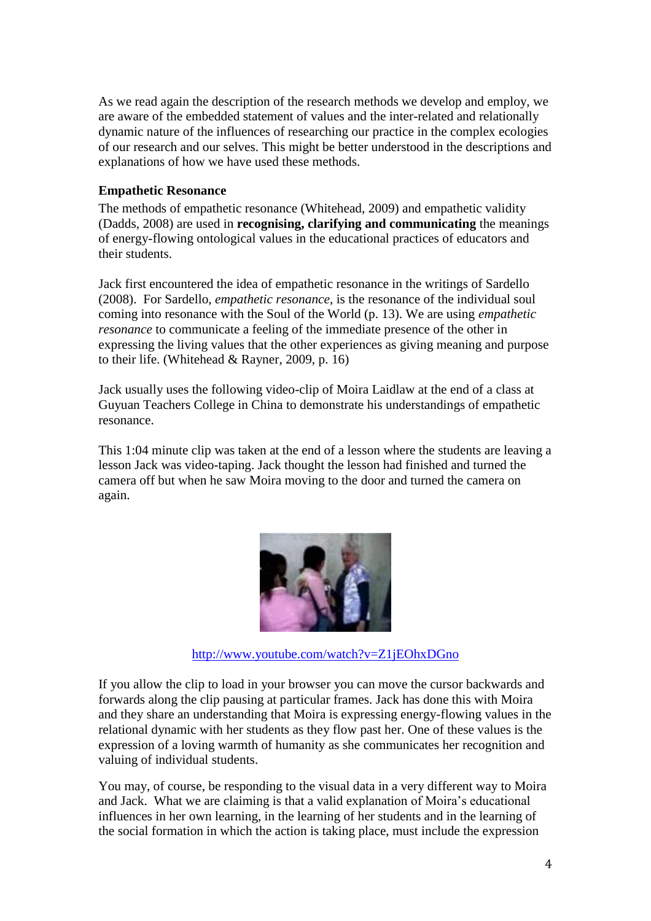As we read again the description of the research methods we develop and employ, we are aware of the embedded statement of values and the inter-related and relationally dynamic nature of the influences of researching our practice in the complex ecologies of our research and our selves. This might be better understood in the descriptions and explanations of how we have used these methods.

### Empathetic Resonance

The methods of empathetic resonance (Whitehead, 2009) and empathetic validity (Dadds, 2008) are used in **recognising, clarifying and communicating** the meanings of energy-flowing ontological values in the educational practices of educators and their students.

Jack first encountered the idea of empathetic resonance in the writings of Sardello (2008). For Sardello, *empathetic resonance*, is the resonance of the individual soul coming into resonance with the Soul of the World (p. 13). We are using *empathetic resonance* to communicate a feeling of the immediate presence of the other in expressing the living values that the other experiences as giving meaning and purpose to their life. (Whitehead & Rayner, 2009, p. 16)

Jack usually uses the following video-clip of Moira Laidlaw at the end of a class at Guyuan Teachers College in China to demonstrate his understandings of empathetic resonance.

This 1:04 minute clip was taken at the end of a lesson where the students are leaving a lesson Jack was video-taping. Jack thought the lesson had finished and turned the camera off but when he saw Moira moving to the door and turned the camera on again.

http://www.youtube.com/watch?v=Z1jEOhxDGno

If you allow the clip to load in your browser you can move the cursor backwards and forwards along the clip pausing at particular frames. Jack has done this with Moira and they share an understanding that Moira is expressing energy-flowing values in the relational dynamic with her students as they flow past her. One of these values is the expression of a loving warmth of humanity as she communicates her recognition and valuing of individual students.

You may, of course, be responding to the visual data in a very different way to Moira and Jack. What we are claiming is that a valid explanation of Moira's educational influences in her own learning, in the learning of her students and in the learning of the social formation in which the action is taking place, must include the expression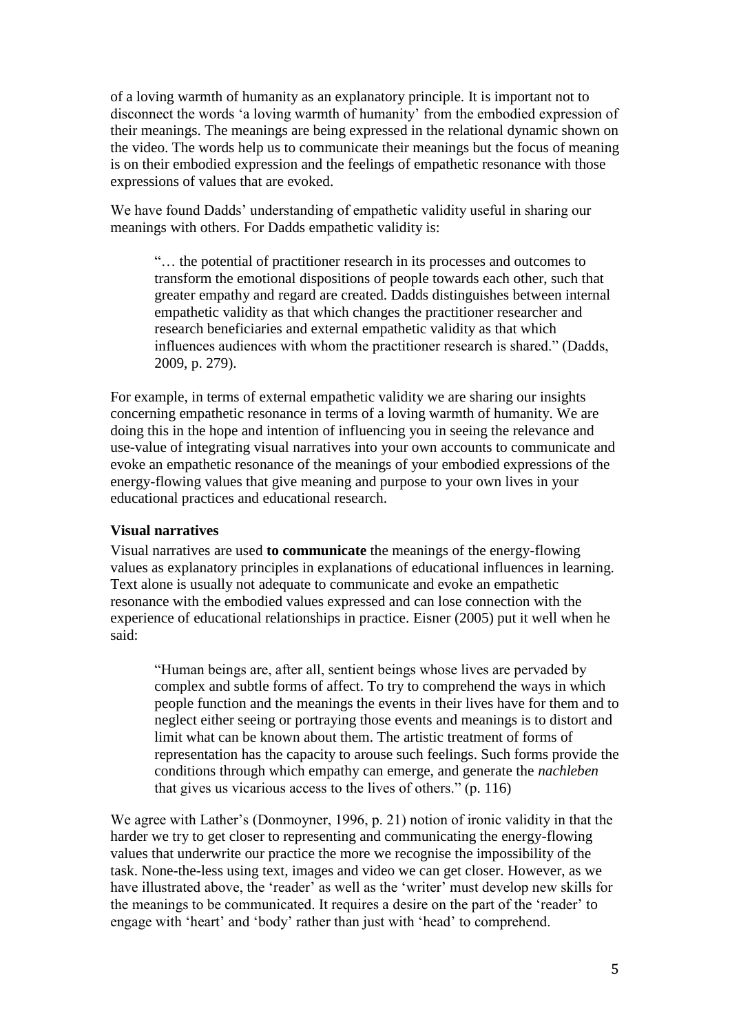of a loving warmth of humanity as an explanatory principle. It is important not to disconnect the words 'a loving warmth of humanity' from the embodied expression of their meanings. The meanings are being expressed in the relational dynamic shown on the video. The words help us to communicate their meanings but the focus of meaning is on their embodied expression and the feelings of empathetic resonance with those expressions of values that are evoked.

We have found Dadds' understanding of empathetic validity useful in sharing our meanings with others. For Dadds empathetic validity is:

> "… the potential of practitioner research in its processes and outcomes to transform the emotional dispositions of people towards each other, such that greater empathy and regard are created. Dadds distinguishes between internal empathetic validity as that which changes the practitioner researcher and research beneficiaries and external empathetic validity as that which influences audiences with whom the practitioner research is shared." (Dadds, 2009, p. 279).

For example, in terms of external empathetic validity we are sharing our insights concerning empathetic resonance in terms of a loving warmth of humanity. We are doing this in the hope and intention of influencing you in seeing the relevance and use-value of integrating visual narratives into your own accounts to communicate and evoke an empathetic resonance of the meanings of your embodied expressions of the energy-flowing values that give meaning and purpose to your own lives in your educational practices and educational research.

### Visual narratives

Visual narratives are used **to communicate** the meanings of the energy-flowing values as explanatory principles in explanations of educational influences in learning. Text alone is usually not adequate to communicate and evoke an empathetic resonance with the embodied values expressed and can lose connection with the experience of educational relationships in practice. Eisner (2005) put it well when he said:

> "Human beings are, after all, sentient beings whose lives are pervaded by complex and subtle forms of affect. To try to comprehend the ways in which people function and the meanings the events in their lives have for them and to neglect either seeing or portraying those events and meanings is to distort and limit what can be known about them. The artistic treatment of forms of representation has the capacity to arouse such feelings. Such forms provide the conditions through which empathy can emerge, and generate the *nachleben* that gives us vicarious access to the lives of others." (p. 116)

We agree with Lather's (Donmoyner, 1996, p. 21) notion of ironic validity in that the harder we try to get closer to representing and communicating the energy-flowing values that underwrite our practice the more we recognise the impossibility of the task. None-the-less using text, images and video we can get closer. However, as we have illustrated above, the 'reader' as well as the 'writer' must develop new skills for the meanings to be communicated. It requires a desire on the part of the 'reader' to engage with 'heart' and 'body' rather than just with 'head' to comprehend.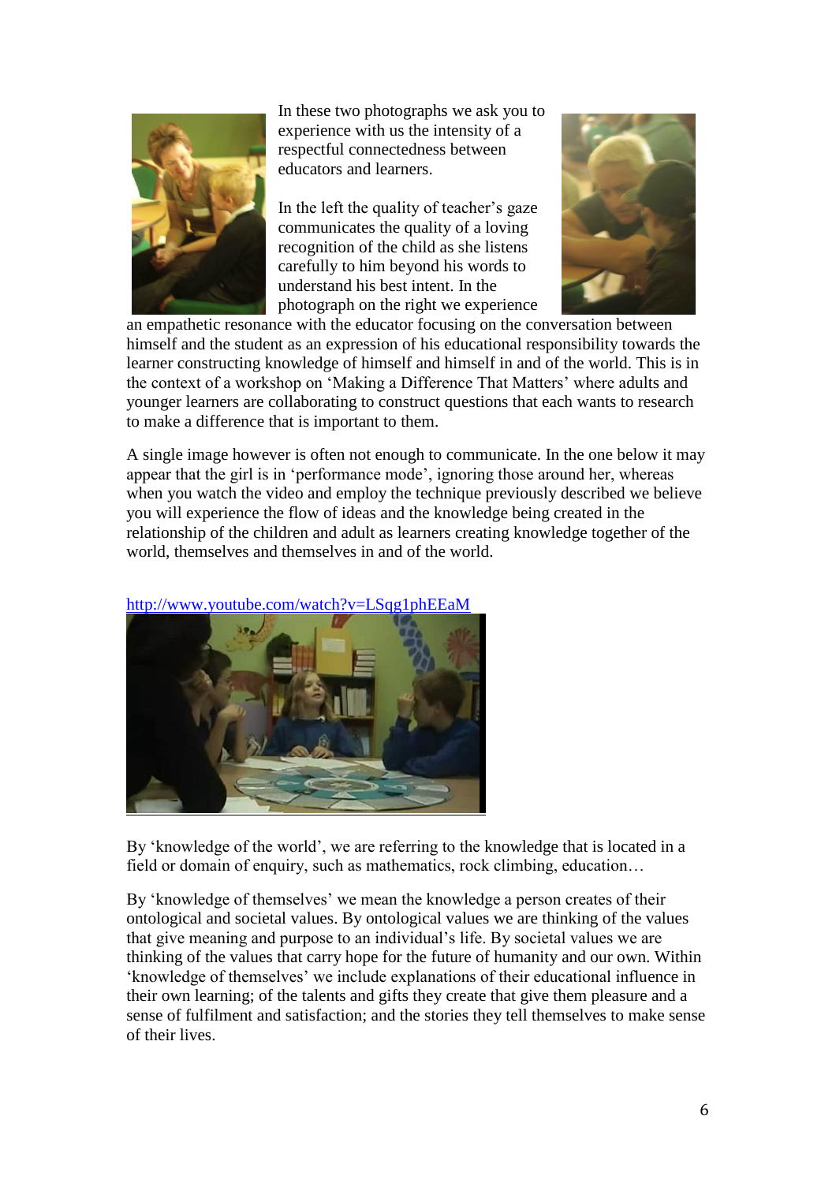In these two photographs we ask you to experience with us the intensity of a respectful connectedness between educators and learners.

In the left the quality of teacher's gaze communicates the quality of a loving recognition of the child as she listens carefully to him beyond his words to understand his best intent. In the photograph on the right we experience an empathetic resonance with the educator focusing on the conversation between himself and the student as an expression of his educational responsibility towards the learner constructing knowledge of himself and himself in and of the world. This is in the context of a workshop on 'Making a Difference That Matters' where adults and younger learners are collaborating to construct questions that each wants to research to make a difference that is important to them.

A single image however is often not enough to communicate. In the one below it may appear that the girl is in 'performance mode', ignoring those around her, whereas when you watch the video and employ the technique previously described we believe you will experience the flow of ideas and the knowledge being created in the relationship of the children and adult as learners creating knowledge together of the world, themselves and themselves in and of the world.

http://www.youtube.com/watch?v=LSqg1phEEaM

By 'knowledge of the world', we are referring to the knowledge that is located in a field or domain of enquiry, such as mathematics, rock climbing, education…

By 'knowledge of themselves' we mean the knowledge a person creates of their ontological and societal values. By ontological values we are thinking of the values that give meaning and purpose to an individual's life. By societal values we are thinking of the values that carry hope for the future of humanity and our own. Within 'knowledge of themselves' we include explanations of their educational influence in their own learning; of the talents and gifts they create that give them pleasure and a sense of fulfilment and satisfaction; and the stories they tell themselves to make sense of their lives.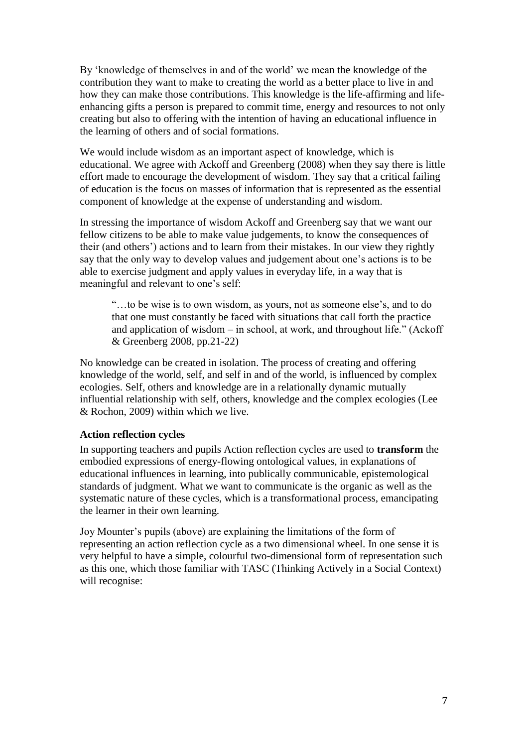By 'knowledge of themselves in and of the world' we mean the knowledge of the contribution they want to make to creating the world as a better place to live in and how they can make those contributions. This knowledge is the life-affirming and life-enhancing gifts a person is prepared to commit time, energy and resources to not only creating but also to offering with the intention of having an educational influence in the learning of others and of social formations.

We would include wisdom as an important aspect of knowledge, which is educational. We agree with Ackoff and Greenberg (2008) when they say there is little effort made to encourage the development of wisdom. They say that a critical failing of education is the focus on masses of information that is represented as the essential component of knowledge at the expense of understanding and wisdom.

In stressing the importance of wisdom Ackoff and Greenberg say that we want our fellow citizens to be able to make value judgements, to know the consequences of their (and others') actions and to learn from their mistakes. In our view they rightly say that the only way to develop values and judgement about one's actions is to be able to exercise judgment and apply values in everyday life, in a way that is meaningful and relevant to one's self:

> "…to be wise is to own wisdom, as yours, not as someone else's, and to do that one must constantly be faced with situations that call forth the practice and application of wisdom – in school, at work, and throughout life." (Ackoff & Greenberg 2008, pp.21-22)

No knowledge can be created in isolation. The process of creating and offering knowledge of the world, self, and self in and of the world, is influenced by complex ecologies. Self, others and knowledge are in a relationally dynamic mutually influential relationship with self, others, knowledge and the complex ecologies (Lee & Rochon, 2009) within which we live.

**Action reflection cycles**

In supporting teachers and pupils Action reflection cycles are used to **transform** the embodied expressions of energy-flowing ontological values, in explanations of educational influences in learning, into publically communicable, epistemological standards of judgment. What we want to communicate is the organic as well as the systematic nature of these cycles, which is a transformational process, emancipating the learner in their own learning.

Joy Mounter's pupils (above) are explaining the limitations of the form of representing an action reflection cycle as a two dimensional wheel. In one sense it is very helpful to have a simple, colourful two-dimensional form of representation such as this one, which those familiar with TASC (Thinking Actively in a Social Context) will recognise: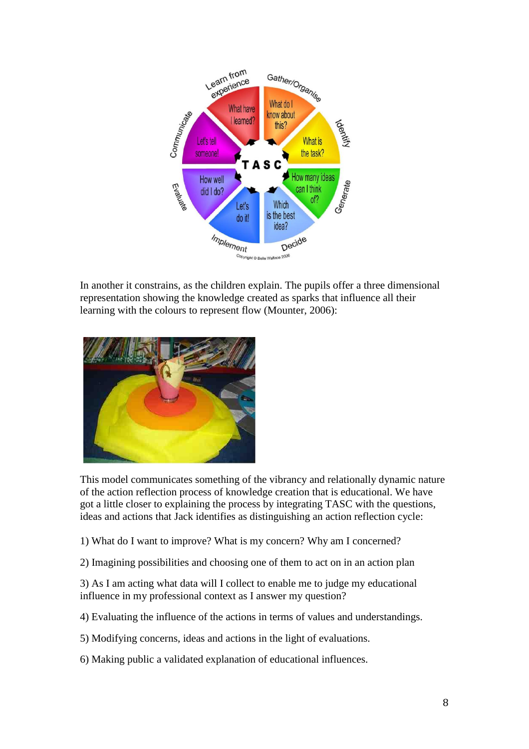Learn from experience

Gather/Organise

What have I learned?

What do I know about this?

Identify

What is the task?

Communicate

Let's tell someone!

TASC

How many ideas can I think of?

Generate

Evaluate

How well did I do?

Let's do it!

Which is the best idea?

Implement

Decide

Copyright © Belle Wallace 2000

In another it constrains, as the children explain. The pupils offer a three dimensional representation showing the knowledge created as sparks that influence all their learning with the colours to represent flow (Mounter, 2006):

This model communicates something of the vibrancy and relationally dynamic nature of the action reflection process of knowledge creation that is educational. We have got a little closer to explaining the process by integrating TASC with the questions, ideas and actions that Jack identifies as distinguishing an action reflection cycle:

1) What do I want to improve? What is my concern? Why am I concerned?

2) Imagining possibilities and choosing one of them to act on in an action plan

3) As I am acting what data will I collect to enable me to judge my educational influence in my professional context as I answer my question?

4) Evaluating the influence of the actions in terms of values and understandings.

5) Modifying concerns, ideas and actions in the light of evaluations.

6) Making public a validated explanation of educational influences.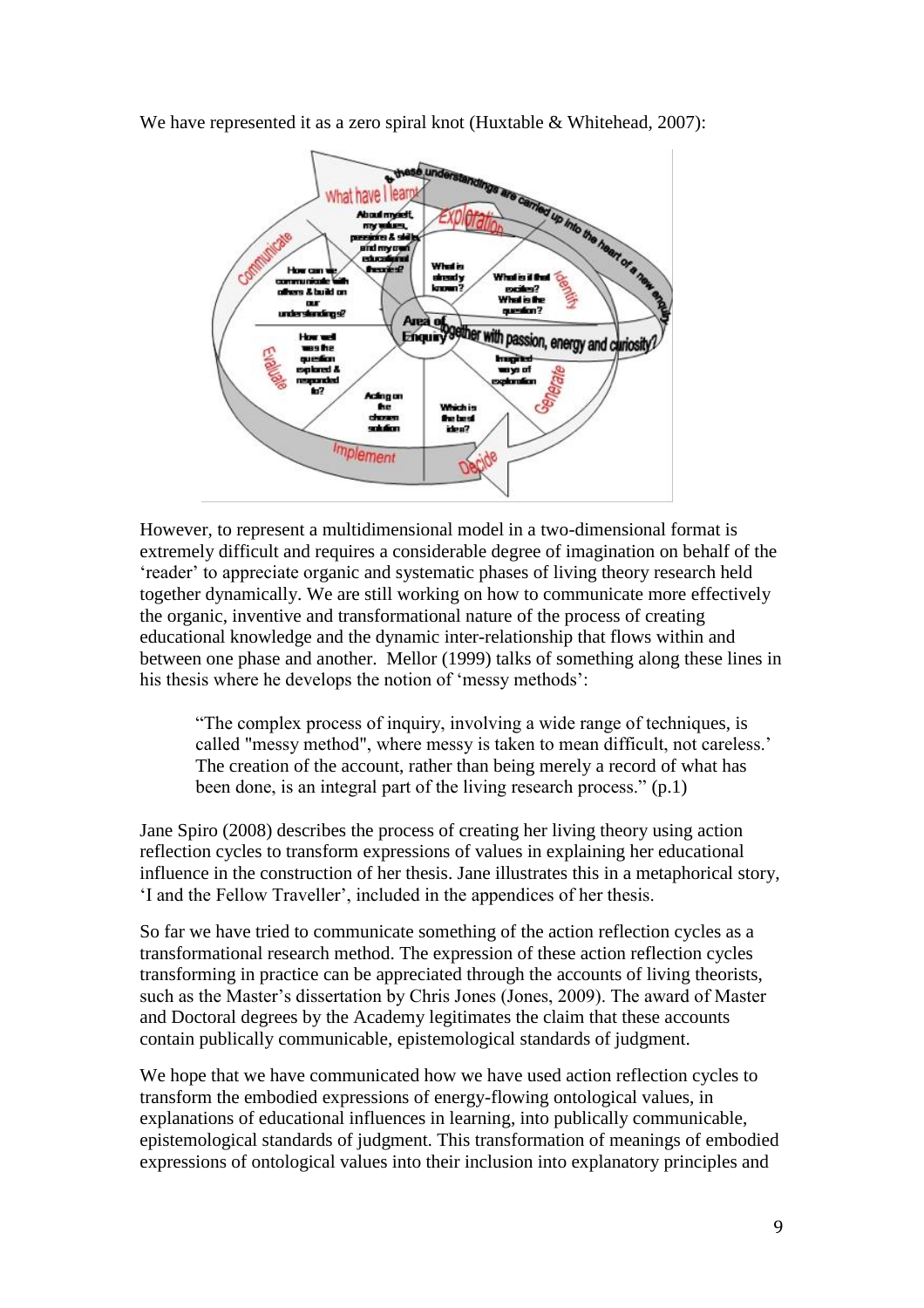We have represented it as a zero spiral knot (Huxtable & Whitehead, 2007):

& these understandings are carried up into the heart of a new enquiry

What have I learnt

About myself, my values, passions & skills, and my own educational theories?

Exploration

Communicate

How can we communicate with others & build on our understandings?

What is already known?

What is it that excites? What is the question?

Identify

Area of Enquiry

together with passion, energy and curiosity?

How well was the question explored & responded to?

Evaluate

Imagined ways of exploration

Generate

Acting on the chosen solution

Which is the best idea?

Implement

Decide

However, to represent a multidimensional model in a two-dimensional format is extremely difficult and requires a considerable degree of imagination on behalf of the 'reader' to appreciate organic and systematic phases of living theory research held together dynamically. We are still working on how to communicate more effectively the organic, inventive and transformational nature of the process of creating educational knowledge and the dynamic inter-relationship that flows within and between one phase and another. Mellor (1999) talks of something along these lines in his thesis where he develops the notion of 'messy methods':

> "The complex process of inquiry, involving a wide range of techniques, is called "messy method", where messy is taken to mean difficult, not careless.' The creation of the account, rather than being merely a record of what has been done, is an integral part of the living research process." (p.1)

Jane Spiro (2008) describes the process of creating her living theory using action reflection cycles to transform expressions of values in explaining her educational influence in the construction of her thesis. Jane illustrates this in a metaphorical story, 'I and the Fellow Traveller', included in the appendices of her thesis.

So far we have tried to communicate something of the action reflection cycles as a transformational research method. The expression of these action reflection cycles transforming in practice can be appreciated through the accounts of living theorists, such as the Master's dissertation by Chris Jones (Jones, 2009). The award of Master and Doctoral degrees by the Academy legitimates the claim that these accounts contain publically communicable, epistemological standards of judgment.

We hope that we have communicated how we have used action reflection cycles to transform the embodied expressions of energy-flowing ontological values, in explanations of educational influences in learning, into publically communicable, epistemological standards of judgment. This transformation of meanings of embodied expressions of ontological values into their inclusion into explanatory principles and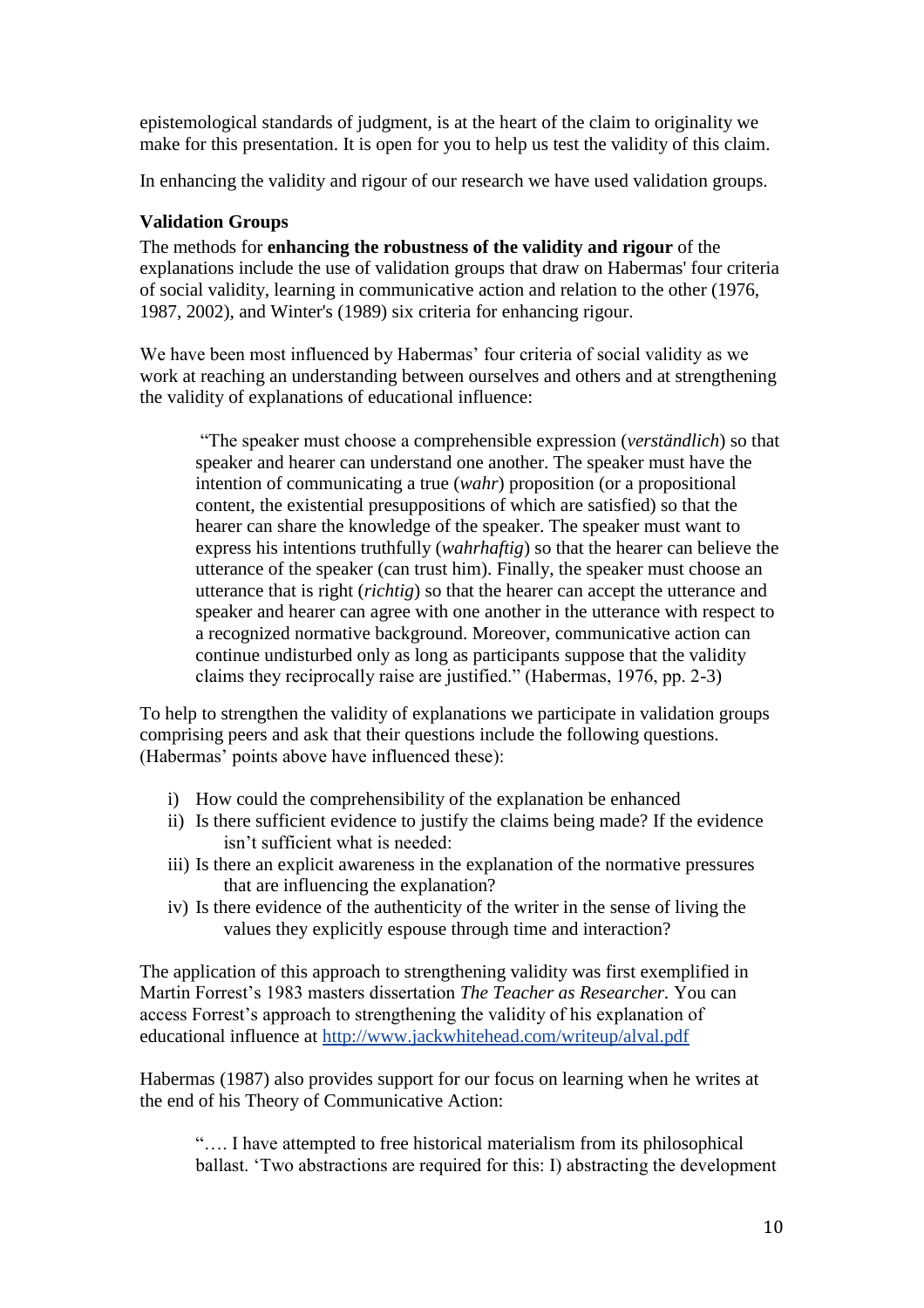epistemological standards of judgment, is at the heart of the claim to originality we make for this presentation. It is open for you to help us test the validity of this claim.

In enhancing the validity and rigour of our research we have used validation groups.

### Validation Groups

The methods for **enhancing the robustness of the validity and rigour** of the explanations include the use of validation groups that draw on Habermas' four criteria of social validity, learning in communicative action and relation to the other (1976, 1987, 2002), and Winter's (1989) six criteria for enhancing rigour.

We have been most influenced by Habermas' four criteria of social validity as we work at reaching an understanding between ourselves and others and at strengthening the validity of explanations of educational influence:

> "The speaker must choose a comprehensible expression (*verständlich*) so that speaker and hearer can understand one another. The speaker must have the intention of communicating a true (*wahr*) proposition (or a propositional content, the existential presuppositions of which are satisfied) so that the hearer can share the knowledge of the speaker. The speaker must want to express his intentions truthfully (*wahrhaftig*) so that the hearer can believe the utterance of the speaker (can trust him). Finally, the speaker must choose an utterance that is right (*richtig*) so that the hearer can accept the utterance and speaker and hearer can agree with one another in the utterance with respect to a recognized normative background. Moreover, communicative action can continue undisturbed only as long as participants suppose that the validity claims they reciprocally raise are justified." (Habermas, 1976, pp. 2-3)

To help to strengthen the validity of explanations we participate in validation groups comprising peers and ask that their questions include the following questions. (Habermas' points above have influenced these):

i) How could the comprehensibility of the explanation be enhanced
ii) Is there sufficient evidence to justify the claims being made? If the evidence isn't sufficient what is needed:
iii) Is there an explicit awareness in the explanation of the normative pressures that are influencing the explanation?
iv) Is there evidence of the authenticity of the writer in the sense of living the values they explicitly espouse through time and interaction?

The application of this approach to strengthening validity was first exemplified in Martin Forrest's 1983 masters dissertation *The Teacher as Researcher.* You can access Forrest's approach to strengthening the validity of his explanation of educational influence at http://www.jackwhitehead.com/writeup/alval.pdf

Habermas (1987) also provides support for our focus on learning when he writes at the end of his Theory of Communicative Action:

> "…. I have attempted to free historical materialism from its philosophical ballast. 'Two abstractions are required for this: I) abstracting the development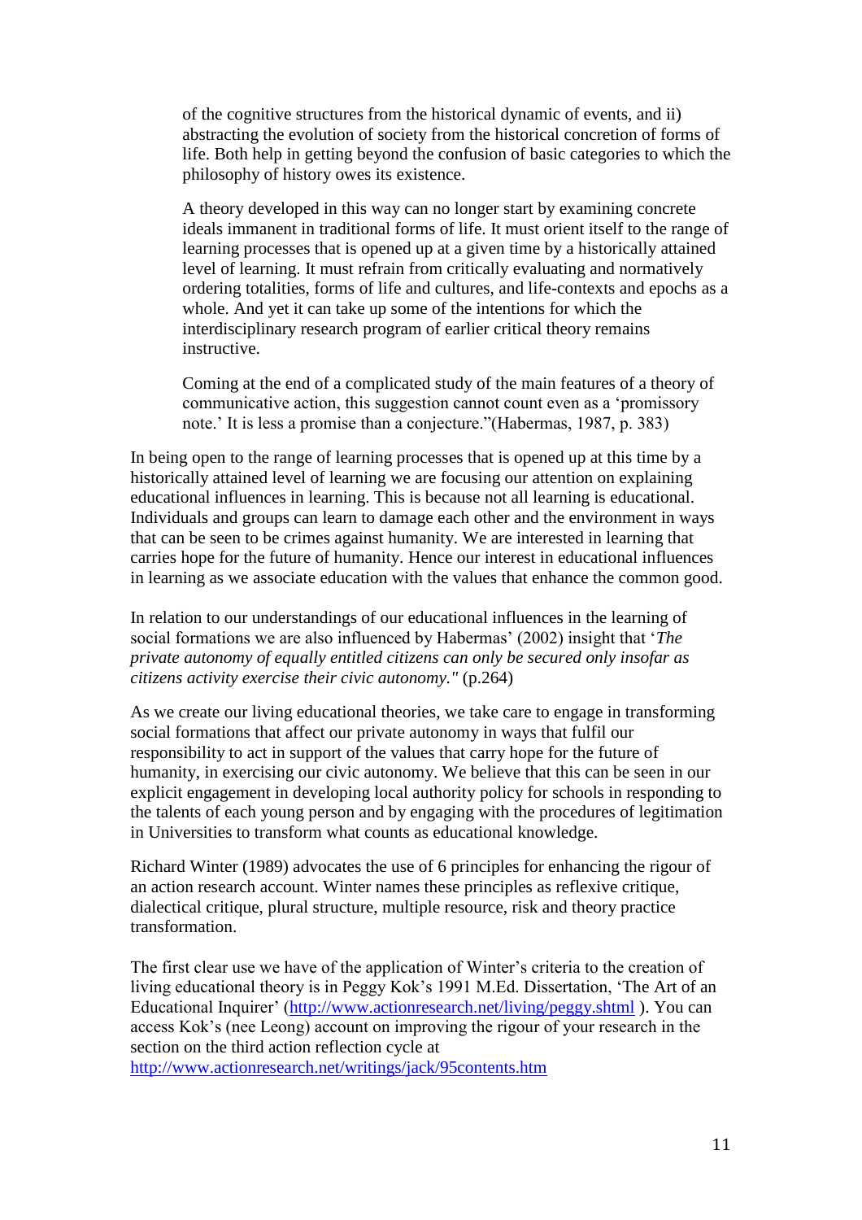of the cognitive structures from the historical dynamic of events, and ii) abstracting the evolution of society from the historical concretion of forms of life. Both help in getting beyond the confusion of basic categories to which the philosophy of history owes its existence.

> A theory developed in this way can no longer start by examining concrete ideals immanent in traditional forms of life. It must orient itself to the range of learning processes that is opened up at a given time by a historically attained level of learning. It must refrain from critically evaluating and normatively ordering totalities, forms of life and cultures, and life-contexts and epochs as a whole. And yet it can take up some of the intentions for which the interdisciplinary research program of earlier critical theory remains instructive.
>
> Coming at the end of a complicated study of the main features of a theory of communicative action, this suggestion cannot count even as a 'promissory note.' It is less a promise than a conjecture."(Habermas, 1987, p. 383)

In being open to the range of learning processes that is opened up at this time by a historically attained level of learning we are focusing our attention on explaining educational influences in learning. This is because not all learning is educational. Individuals and groups can learn to damage each other and the environment in ways that can be seen to be crimes against humanity. We are interested in learning that carries hope for the future of humanity. Hence our interest in educational influences in learning as we associate education with the values that enhance the common good.

In relation to our understandings of our educational influences in the learning of social formations we are also influenced by Habermas' (2002) insight that '*The private autonomy of equally entitled citizens can only be secured only insofar as citizens activity exercise their civic autonomy."* (p.264)

As we create our living educational theories, we take care to engage in transforming social formations that affect our private autonomy in ways that fulfil our responsibility to act in support of the values that carry hope for the future of humanity, in exercising our civic autonomy. We believe that this can be seen in our explicit engagement in developing local authority policy for schools in responding to the talents of each young person and by engaging with the procedures of legitimation in Universities to transform what counts as educational knowledge.

Richard Winter (1989) advocates the use of 6 principles for enhancing the rigour of an action research account. Winter names these principles as reflexive critique, dialectical critique, plural structure, multiple resource, risk and theory practice transformation.

The first clear use we have of the application of Winter's criteria to the creation of living educational theory is in Peggy Kok's 1991 M.Ed. Dissertation, 'The Art of an Educational Inquirer' (http://www.actionresearch.net/living/peggy.shtml ). You can access Kok's (nee Leong) account on improving the rigour of your research in the section on the third action reflection cycle at http://www.actionresearch.net/writings/jack/95contents.htm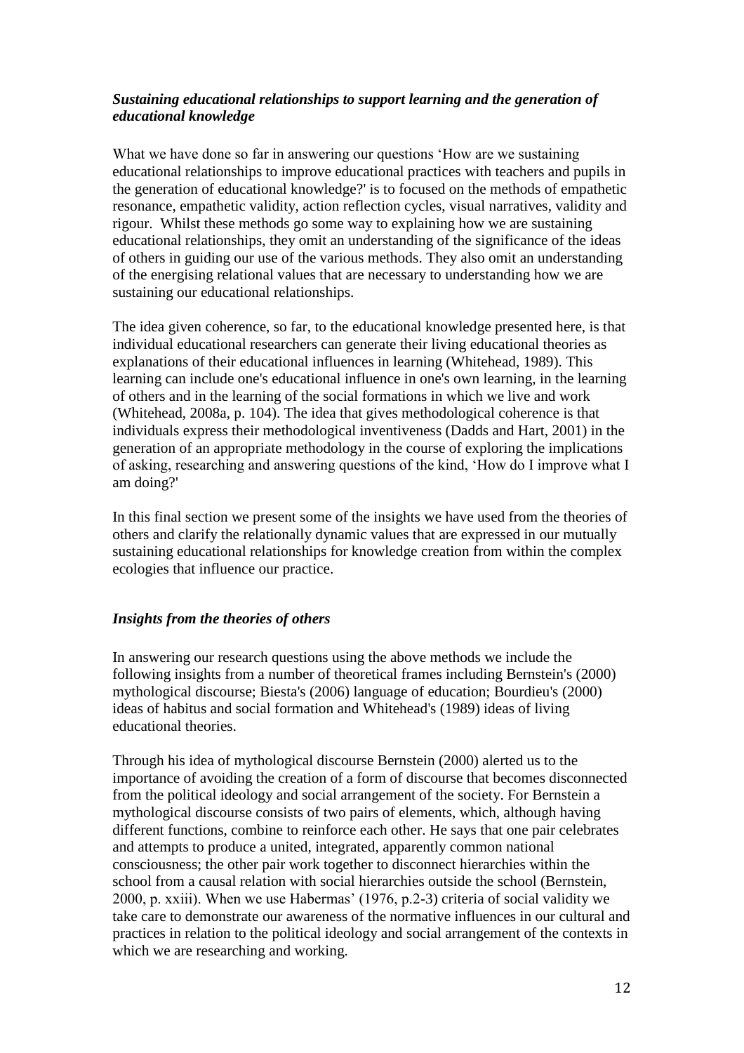***Sustaining educational relationships to support learning and the generation of educational knowledge***

What we have done so far in answering our questions 'How are we sustaining educational relationships to improve educational practices with teachers and pupils in the generation of educational knowledge?' is to focused on the methods of empathetic resonance, empathetic validity, action reflection cycles, visual narratives, validity and rigour. Whilst these methods go some way to explaining how we are sustaining educational relationships, they omit an understanding of the significance of the ideas of others in guiding our use of the various methods. They also omit an understanding of the energising relational values that are necessary to understanding how we are sustaining our educational relationships.

The idea given coherence, so far, to the educational knowledge presented here, is that individual educational researchers can generate their living educational theories as explanations of their educational influences in learning (Whitehead, 1989). This learning can include one's educational influence in one's own learning, in the learning of others and in the learning of the social formations in which we live and work (Whitehead, 2008a, p. 104). The idea that gives methodological coherence is that individuals express their methodological inventiveness (Dadds and Hart, 2001) in the generation of an appropriate methodology in the course of exploring the implications of asking, researching and answering questions of the kind, 'How do I improve what I am doing?'

In this final section we present some of the insights we have used from the theories of others and clarify the relationally dynamic values that are expressed in our mutually sustaining educational relationships for knowledge creation from within the complex ecologies that influence our practice.

***Insights from the theories of others***

In answering our research questions using the above methods we include the following insights from a number of theoretical frames including Bernstein's (2000) mythological discourse; Biesta's (2006) language of education; Bourdieu's (2000) ideas of habitus and social formation and Whitehead's (1989) ideas of living educational theories.

Through his idea of mythological discourse Bernstein (2000) alerted us to the importance of avoiding the creation of a form of discourse that becomes disconnected from the political ideology and social arrangement of the society. For Bernstein a mythological discourse consists of two pairs of elements, which, although having different functions, combine to reinforce each other. He says that one pair celebrates and attempts to produce a united, integrated, apparently common national consciousness; the other pair work together to disconnect hierarchies within the school from a causal relation with social hierarchies outside the school (Bernstein, 2000, p. xxiii). When we use Habermas' (1976, p.2-3) criteria of social validity we take care to demonstrate our awareness of the normative influences in our cultural and practices in relation to the political ideology and social arrangement of the contexts in which we are researching and working.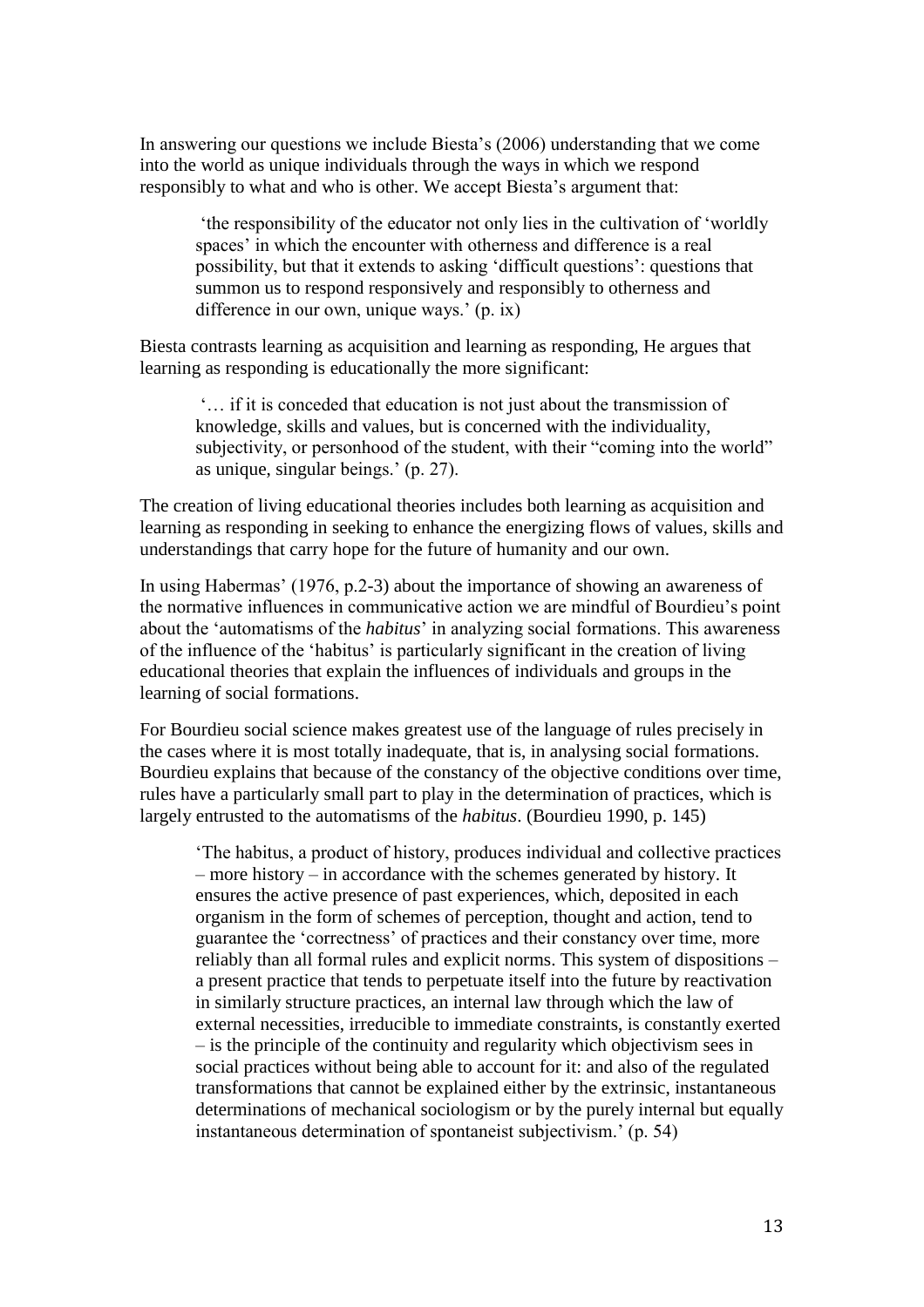In answering our questions we include Biesta's (2006) understanding that we come into the world as unique individuals through the ways in which we respond responsibly to what and who is other. We accept Biesta's argument that:

> 'the responsibility of the educator not only lies in the cultivation of 'worldly spaces' in which the encounter with otherness and difference is a real possibility, but that it extends to asking 'difficult questions': questions that summon us to respond responsively and responsibly to otherness and difference in our own, unique ways.' (p. ix)

Biesta contrasts learning as acquisition and learning as responding, He argues that learning as responding is educationally the more significant:

> '… if it is conceded that education is not just about the transmission of knowledge, skills and values, but is concerned with the individuality, subjectivity, or personhood of the student, with their "coming into the world" as unique, singular beings.' (p. 27).

The creation of living educational theories includes both learning as acquisition and learning as responding in seeking to enhance the energizing flows of values, skills and understandings that carry hope for the future of humanity and our own.

In using Habermas' (1976, p.2-3) about the importance of showing an awareness of the normative influences in communicative action we are mindful of Bourdieu's point about the 'automatisms of the *habitus*' in analyzing social formations. This awareness of the influence of the 'habitus' is particularly significant in the creation of living educational theories that explain the influences of individuals and groups in the learning of social formations.

For Bourdieu social science makes greatest use of the language of rules precisely in the cases where it is most totally inadequate, that is, in analysing social formations. Bourdieu explains that because of the constancy of the objective conditions over time, rules have a particularly small part to play in the determination of practices, which is largely entrusted to the automatisms of the *habitus*. (Bourdieu 1990, p. 145)

> 'The habitus, a product of history, produces individual and collective practices – more history – in accordance with the schemes generated by history. It ensures the active presence of past experiences, which, deposited in each organism in the form of schemes of perception, thought and action, tend to guarantee the 'correctness' of practices and their constancy over time, more reliably than all formal rules and explicit norms. This system of dispositions – a present practice that tends to perpetuate itself into the future by reactivation in similarly structure practices, an internal law through which the law of external necessities, irreducible to immediate constraints, is constantly exerted – is the principle of the continuity and regularity which objectivism sees in social practices without being able to account for it: and also of the regulated transformations that cannot be explained either by the extrinsic, instantaneous determinations of mechanical sociologism or by the purely internal but equally instantaneous determination of spontaneist subjectivism.' (p. 54)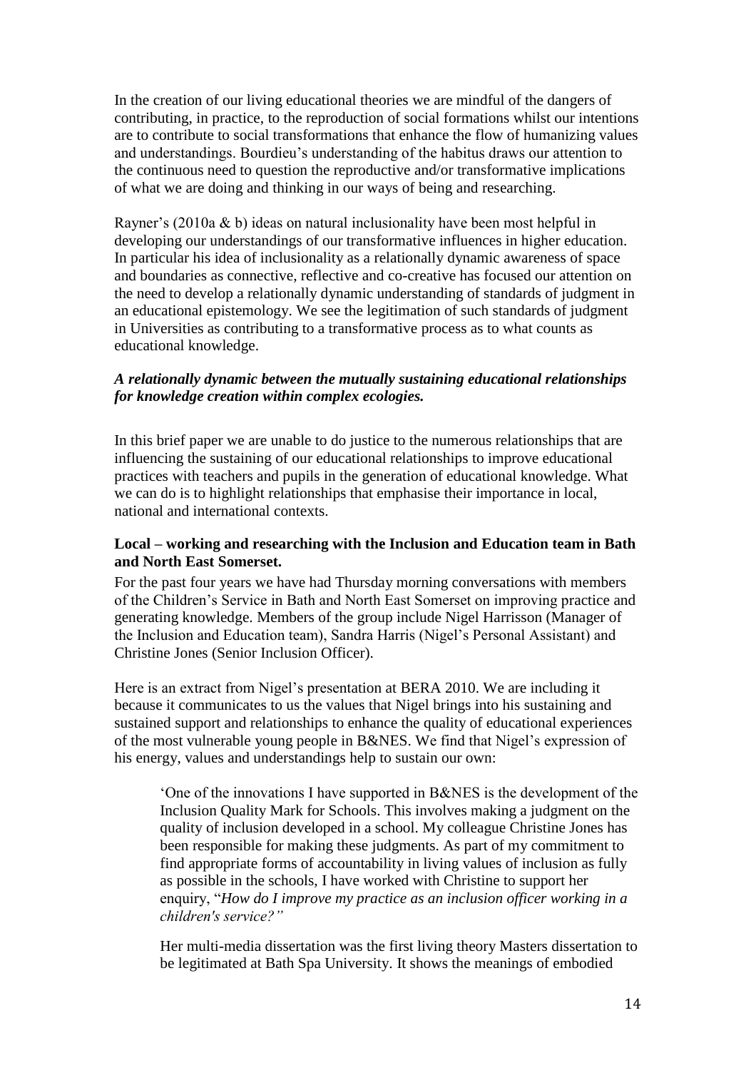In the creation of our living educational theories we are mindful of the dangers of contributing, in practice, to the reproduction of social formations whilst our intentions are to contribute to social transformations that enhance the flow of humanizing values and understandings. Bourdieu's understanding of the habitus draws our attention to the continuous need to question the reproductive and/or transformative implications of what we are doing and thinking in our ways of being and researching.

Rayner's (2010a & b) ideas on natural inclusionality have been most helpful in developing our understandings of our transformative influences in higher education. In particular his idea of inclusionality as a relationally dynamic awareness of space and boundaries as connective, reflective and co-creative has focused our attention on the need to develop a relationally dynamic understanding of standards of judgment in an educational epistemology. We see the legitimation of such standards of judgment in Universities as contributing to a transformative process as to what counts as educational knowledge.

***A relationally dynamic between the mutually sustaining educational relationships for knowledge creation within complex ecologies.***

In this brief paper we are unable to do justice to the numerous relationships that are influencing the sustaining of our educational relationships to improve educational practices with teachers and pupils in the generation of educational knowledge. What we can do is to highlight relationships that emphasise their importance in local, national and international contexts.

**Local – working and researching with the Inclusion and Education team in Bath and North East Somerset.**

For the past four years we have had Thursday morning conversations with members of the Children's Service in Bath and North East Somerset on improving practice and generating knowledge. Members of the group include Nigel Harrisson (Manager of the Inclusion and Education team), Sandra Harris (Nigel's Personal Assistant) and Christine Jones (Senior Inclusion Officer).

Here is an extract from Nigel's presentation at BERA 2010. We are including it because it communicates to us the values that Nigel brings into his sustaining and sustained support and relationships to enhance the quality of educational experiences of the most vulnerable young people in B&NES. We find that Nigel's expression of his energy, values and understandings help to sustain our own:

> 'One of the innovations I have supported in B&NES is the development of the Inclusion Quality Mark for Schools. This involves making a judgment on the quality of inclusion developed in a school. My colleague Christine Jones has been responsible for making these judgments. As part of my commitment to find appropriate forms of accountability in living values of inclusion as fully as possible in the schools, I have worked with Christine to support her enquiry, "*How do I improve my practice as an inclusion officer working in a children's service?"*
>
> Her multi-media dissertation was the first living theory Masters dissertation to be legitimated at Bath Spa University. It shows the meanings of embodied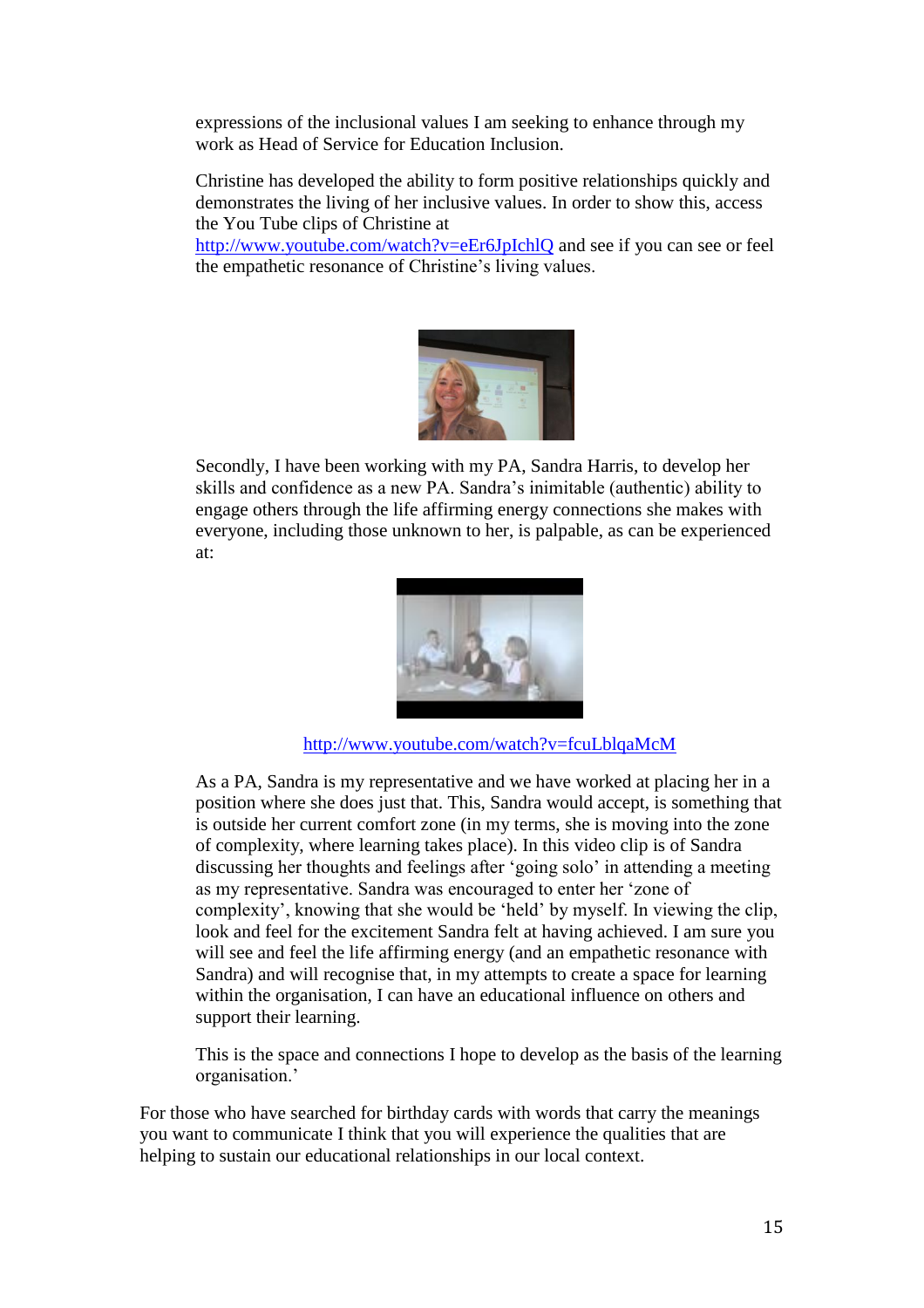expressions of the inclusional values I am seeking to enhance through my work as Head of Service for Education Inclusion.

Christine has developed the ability to form positive relationships quickly and demonstrates the living of her inclusive values. In order to show this, access the You Tube clips of Christine at http://www.youtube.com/watch?v=eEr6JpIchlQ and see if you can see or feel the empathetic resonance of Christine's living values.

Secondly, I have been working with my PA, Sandra Harris, to develop her skills and confidence as a new PA. Sandra's inimitable (authentic) ability to engage others through the life affirming energy connections she makes with everyone, including those unknown to her, is palpable, as can be experienced at:

http://www.youtube.com/watch?v=fcuLblqaMcM

As a PA, Sandra is my representative and we have worked at placing her in a position where she does just that. This, Sandra would accept, is something that is outside her current comfort zone (in my terms, she is moving into the zone of complexity, where learning takes place). In this video clip is of Sandra discussing her thoughts and feelings after 'going solo' in attending a meeting as my representative. Sandra was encouraged to enter her 'zone of complexity', knowing that she would be 'held' by myself. In viewing the clip, look and feel for the excitement Sandra felt at having achieved. I am sure you will see and feel the life affirming energy (and an empathetic resonance with Sandra) and will recognise that, in my attempts to create a space for learning within the organisation, I can have an educational influence on others and support their learning.

This is the space and connections I hope to develop as the basis of the learning organisation.'

For those who have searched for birthday cards with words that carry the meanings you want to communicate I think that you will experience the qualities that are helping to sustain our educational relationships in our local context.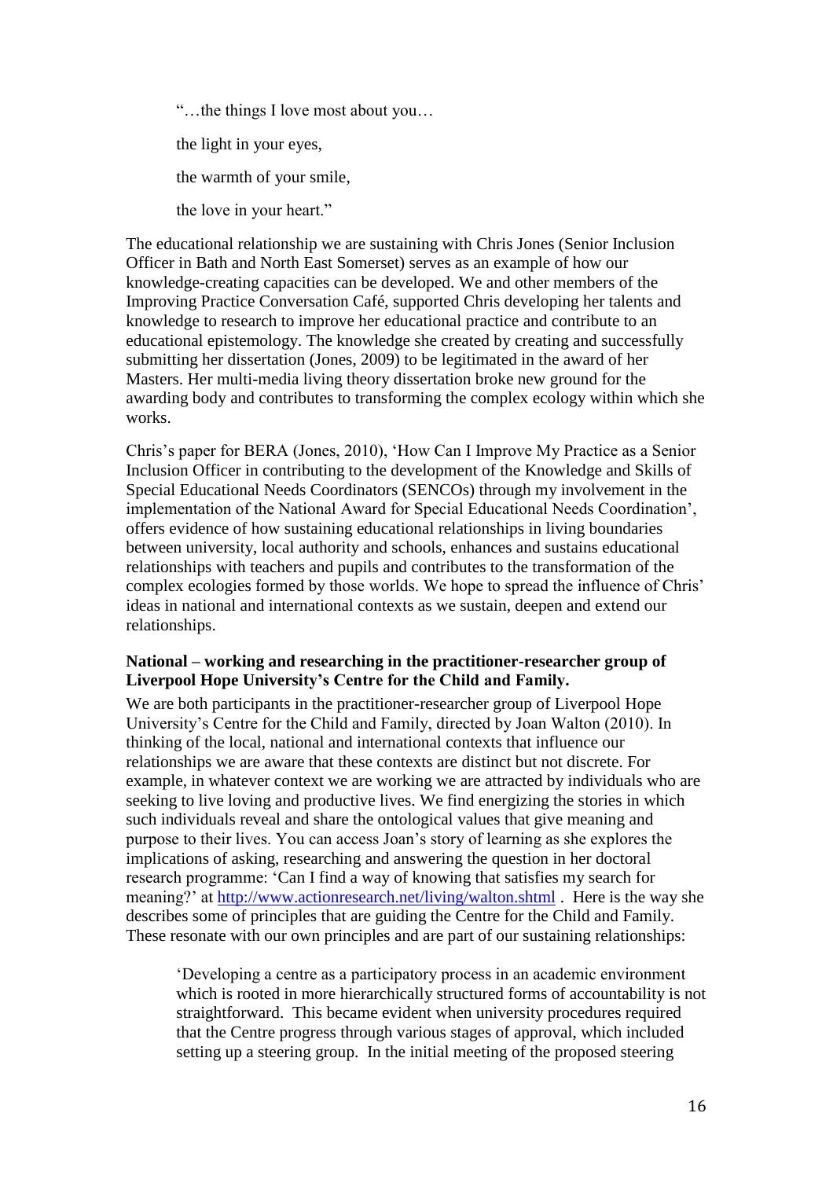> "…the things I love most about you…
>
> the light in your eyes,
>
> the warmth of your smile,
>
> the love in your heart."

The educational relationship we are sustaining with Chris Jones (Senior Inclusion Officer in Bath and North East Somerset) serves as an example of how our knowledge-creating capacities can be developed. We and other members of the Improving Practice Conversation Café, supported Chris developing her talents and knowledge to research to improve her educational practice and contribute to an educational epistemology. The knowledge she created by creating and successfully submitting her dissertation (Jones, 2009) to be legitimated in the award of her Masters. Her multi-media living theory dissertation broke new ground for the awarding body and contributes to transforming the complex ecology within which she works.

Chris's paper for BERA (Jones, 2010), 'How Can I Improve My Practice as a Senior Inclusion Officer in contributing to the development of the Knowledge and Skills of Special Educational Needs Coordinators (SENCOs) through my involvement in the implementation of the National Award for Special Educational Needs Coordination', offers evidence of how sustaining educational relationships in living boundaries between university, local authority and schools, enhances and sustains educational relationships with teachers and pupils and contributes to the transformation of the complex ecologies formed by those worlds. We hope to spread the influence of Chris' ideas in national and international contexts as we sustain, deepen and extend our relationships.

**National – working and researching in the practitioner-researcher group of Liverpool Hope University's Centre for the Child and Family.**

We are both participants in the practitioner-researcher group of Liverpool Hope University's Centre for the Child and Family, directed by Joan Walton (2010). In thinking of the local, national and international contexts that influence our relationships we are aware that these contexts are distinct but not discrete. For example, in whatever context we are working we are attracted by individuals who are seeking to live loving and productive lives. We find energizing the stories in which such individuals reveal and share the ontological values that give meaning and purpose to their lives. You can access Joan's story of learning as she explores the implications of asking, researching and answering the question in her doctoral research programme: 'Can I find a way of knowing that satisfies my search for meaning?' at http://www.actionresearch.net/living/walton.shtml . Here is the way she describes some of principles that are guiding the Centre for the Child and Family. These resonate with our own principles and are part of our sustaining relationships:

> 'Developing a centre as a participatory process in an academic environment which is rooted in more hierarchically structured forms of accountability is not straightforward. This became evident when university procedures required that the Centre progress through various stages of approval, which included setting up a steering group. In the initial meeting of the proposed steering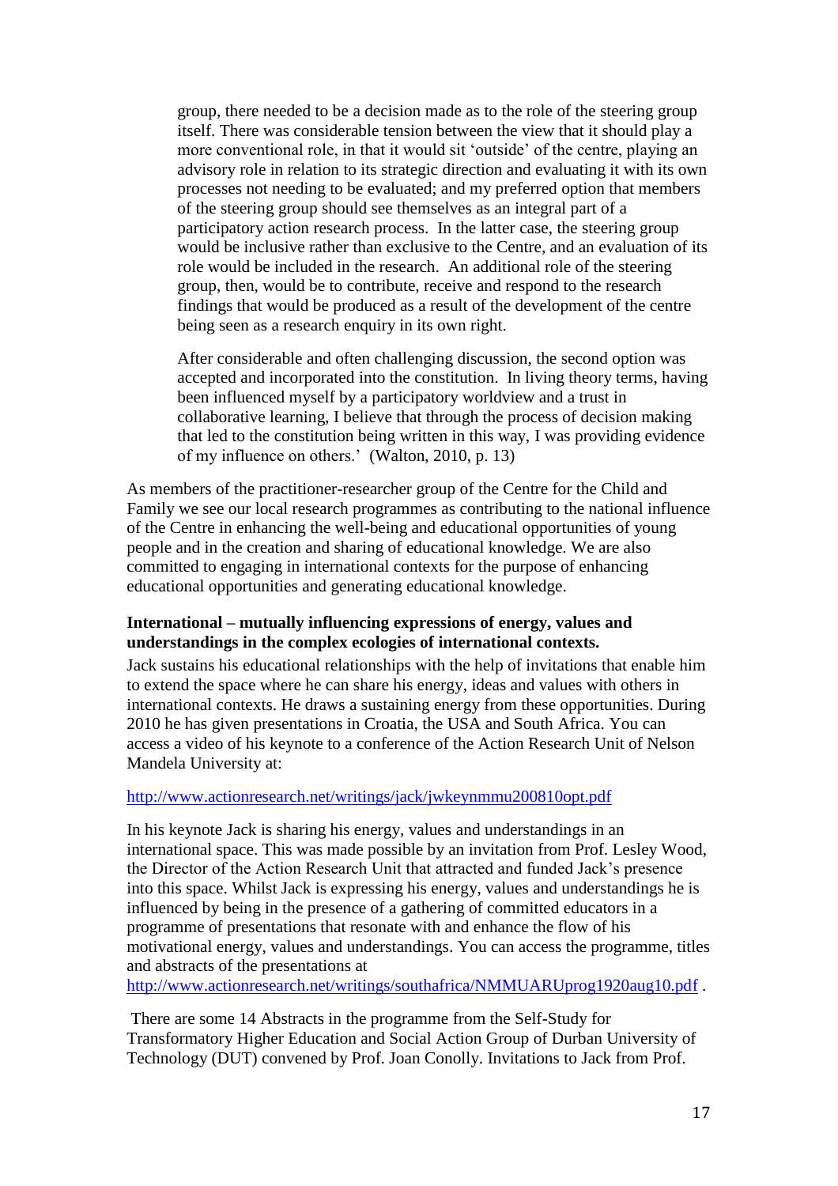> group, there needed to be a decision made as to the role of the steering group itself. There was considerable tension between the view that it should play a more conventional role, in that it would sit 'outside' of the centre, playing an advisory role in relation to its strategic direction and evaluating it with its own processes not needing to be evaluated; and my preferred option that members of the steering group should see themselves as an integral part of a participatory action research process. In the latter case, the steering group would be inclusive rather than exclusive to the Centre, and an evaluation of its role would be included in the research. An additional role of the steering group, then, would be to contribute, receive and respond to the research findings that would be produced as a result of the development of the centre being seen as a research enquiry in its own right.
>
> After considerable and often challenging discussion, the second option was accepted and incorporated into the constitution. In living theory terms, having been influenced myself by a participatory worldview and a trust in collaborative learning, I believe that through the process of decision making that led to the constitution being written in this way, I was providing evidence of my influence on others.' (Walton, 2010, p. 13)

As members of the practitioner-researcher group of the Centre for the Child and Family we see our local research programmes as contributing to the national influence of the Centre in enhancing the well-being and educational opportunities of young people and in the creation and sharing of educational knowledge. We are also committed to engaging in international contexts for the purpose of enhancing educational opportunities and generating educational knowledge.

**International – mutually influencing expressions of energy, values and understandings in the complex ecologies of international contexts.**

Jack sustains his educational relationships with the help of invitations that enable him to extend the space where he can share his energy, ideas and values with others in international contexts. He draws a sustaining energy from these opportunities. During 2010 he has given presentations in Croatia, the USA and South Africa. You can access a video of his keynote to a conference of the Action Research Unit of Nelson Mandela University at:

http://www.actionresearch.net/writings/jack/jwkeynmmu200810opt.pdf

In his keynote Jack is sharing his energy, values and understandings in an international space. This was made possible by an invitation from Prof. Lesley Wood, the Director of the Action Research Unit that attracted and funded Jack's presence into this space. Whilst Jack is expressing his energy, values and understandings he is influenced by being in the presence of a gathering of committed educators in a programme of presentations that resonate with and enhance the flow of his motivational energy, values and understandings. You can access the programme, titles and abstracts of the presentations at http://www.actionresearch.net/writings/southafrica/NMMUARUprog1920aug10.pdf .

There are some 14 Abstracts in the programme from the Self-Study for Transformatory Higher Education and Social Action Group of Durban University of Technology (DUT) convened by Prof. Joan Conolly. Invitations to Jack from Prof.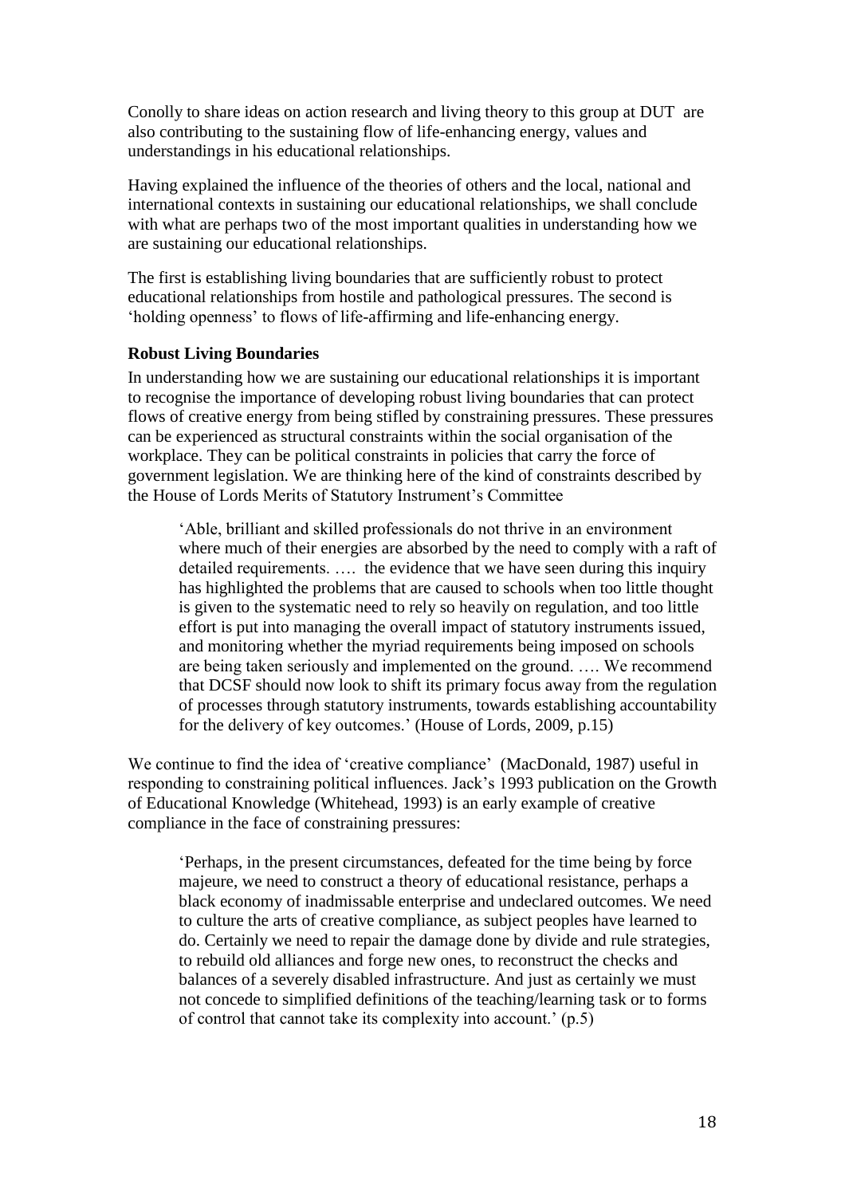Conolly to share ideas on action research and living theory to this group at DUT are also contributing to the sustaining flow of life-enhancing energy, values and understandings in his educational relationships.

Having explained the influence of the theories of others and the local, national and international contexts in sustaining our educational relationships, we shall conclude with what are perhaps two of the most important qualities in understanding how we are sustaining our educational relationships.

The first is establishing living boundaries that are sufficiently robust to protect educational relationships from hostile and pathological pressures. The second is 'holding openness' to flows of life-affirming and life-enhancing energy.

**Robust Living Boundaries**

In understanding how we are sustaining our educational relationships it is important to recognise the importance of developing robust living boundaries that can protect flows of creative energy from being stifled by constraining pressures. These pressures can be experienced as structural constraints within the social organisation of the workplace. They can be political constraints in policies that carry the force of government legislation. We are thinking here of the kind of constraints described by the House of Lords Merits of Statutory Instrument's Committee

> 'Able, brilliant and skilled professionals do not thrive in an environment where much of their energies are absorbed by the need to comply with a raft of detailed requirements. …. the evidence that we have seen during this inquiry has highlighted the problems that are caused to schools when too little thought is given to the systematic need to rely so heavily on regulation, and too little effort is put into managing the overall impact of statutory instruments issued, and monitoring whether the myriad requirements being imposed on schools are being taken seriously and implemented on the ground. …. We recommend that DCSF should now look to shift its primary focus away from the regulation of processes through statutory instruments, towards establishing accountability for the delivery of key outcomes.' (House of Lords, 2009, p.15)

We continue to find the idea of 'creative compliance' (MacDonald, 1987) useful in responding to constraining political influences. Jack's 1993 publication on the Growth of Educational Knowledge (Whitehead, 1993) is an early example of creative compliance in the face of constraining pressures:

> 'Perhaps, in the present circumstances, defeated for the time being by force majeure, we need to construct a theory of educational resistance, perhaps a black economy of inadmissable enterprise and undeclared outcomes. We need to culture the arts of creative compliance, as subject peoples have learned to do. Certainly we need to repair the damage done by divide and rule strategies, to rebuild old alliances and forge new ones, to reconstruct the checks and balances of a severely disabled infrastructure. And just as certainly we must not concede to simplified definitions of the teaching/learning task or to forms of control that cannot take its complexity into account.' (p.5)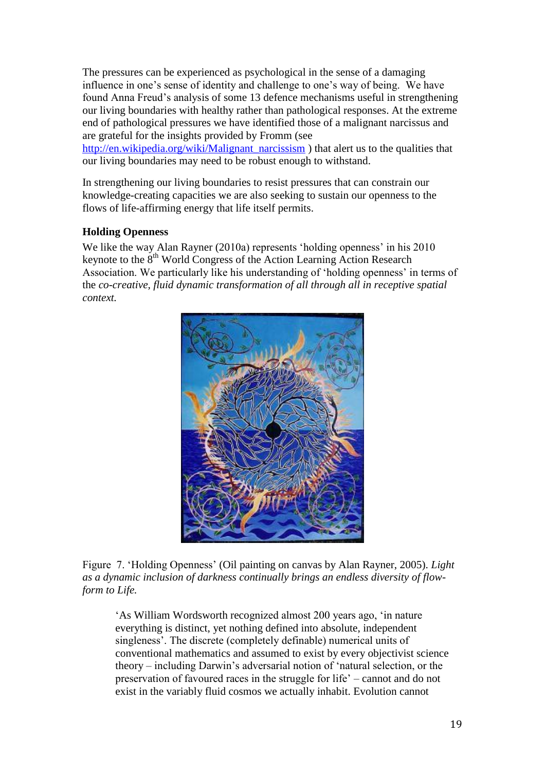The pressures can be experienced as psychological in the sense of a damaging influence in one's sense of identity and challenge to one's way of being. We have found Anna Freud's analysis of some 13 defence mechanisms useful in strengthening our living boundaries with healthy rather than pathological responses. At the extreme end of pathological pressures we have identified those of a malignant narcissus and are grateful for the insights provided by Fromm (see http://en.wikipedia.org/wiki/Malignant_narcissism ) that alert us to the qualities that our living boundaries may need to be robust enough to withstand.

In strengthening our living boundaries to resist pressures that can constrain our knowledge-creating capacities we are also seeking to sustain our openness to the flows of life-affirming energy that life itself permits.

**Holding Openness**

We like the way Alan Rayner (2010a) represents 'holding openness' in his 2010 keynote to the 8th World Congress of the Action Learning Action Research Association. We particularly like his understanding of 'holding openness' in terms of the *co-creative, fluid dynamic transformation of all through all in receptive spatial context.*

Figure 7. 'Holding Openness' (Oil painting on canvas by Alan Rayner, 2005). *Light as a dynamic inclusion of darkness continually brings an endless diversity of flow-form to Life.*

> 'As William Wordsworth recognized almost 200 years ago, 'in nature everything is distinct, yet nothing defined into absolute, independent singleness'. The discrete (completely definable) numerical units of conventional mathematics and assumed to exist by every objectivist science theory – including Darwin's adversarial notion of 'natural selection, or the preservation of favoured races in the struggle for life' – cannot and do not exist in the variably fluid cosmos we actually inhabit. Evolution cannot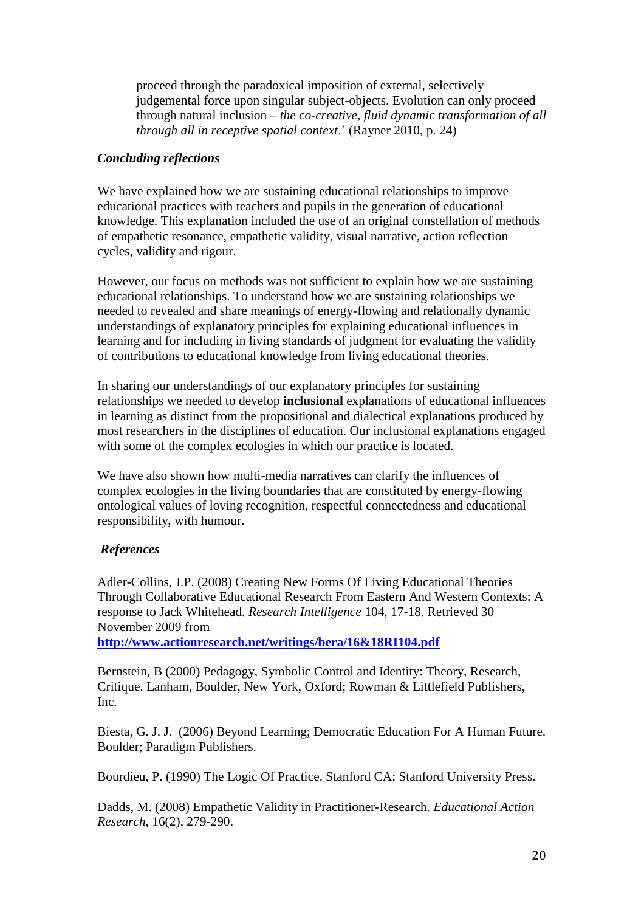> proceed through the paradoxical imposition of external, selectively judgemental force upon singular subject-objects. Evolution can only proceed through natural inclusion – *the co-creative, fluid dynamic transformation of all through all in receptive spatial context*.' (Rayner 2010, p. 24)

### *Concluding reflections*

We have explained how we are sustaining educational relationships to improve educational practices with teachers and pupils in the generation of educational knowledge. This explanation included the use of an original constellation of methods of empathetic resonance, empathetic validity, visual narrative, action reflection cycles, validity and rigour.

However, our focus on methods was not sufficient to explain how we are sustaining educational relationships. To understand how we are sustaining relationships we needed to revealed and share meanings of energy-flowing and relationally dynamic understandings of explanatory principles for explaining educational influences in learning and for including in living standards of judgment for evaluating the validity of contributions to educational knowledge from living educational theories.

In sharing our understandings of our explanatory principles for sustaining relationships we needed to develop **inclusional** explanations of educational influences in learning as distinct from the propositional and dialectical explanations produced by most researchers in the disciplines of education. Our inclusional explanations engaged with some of the complex ecologies in which our practice is located.

We have also shown how multi-media narratives can clarify the influences of complex ecologies in the living boundaries that are constituted by energy-flowing ontological values of loving recognition, respectful connectedness and educational responsibility, with humour.

### *References*

Adler-Collins, J.P. (2008) Creating New Forms Of Living Educational Theories Through Collaborative Educational Research From Eastern And Western Contexts: A response to Jack Whitehead. *Research Intelligence* 104, 17-18. Retrieved 30 November 2009 from **http://www.actionresearch.net/writings/bera/16&18RI104.pdf**

Bernstein, B (2000) Pedagogy, Symbolic Control and Identity: Theory, Research, Critique. Lanham, Boulder, New York, Oxford; Rowman & Littlefield Publishers, Inc.

Biesta, G. J. J. (2006) Beyond Learning; Democratic Education For A Human Future. Boulder; Paradigm Publishers.

Bourdieu, P. (1990) The Logic Of Practice. Stanford CA; Stanford University Press.

Dadds, M. (2008) Empathetic Validity in Practitioner-Research. *Educational Action Research*, 16(2), 279-290.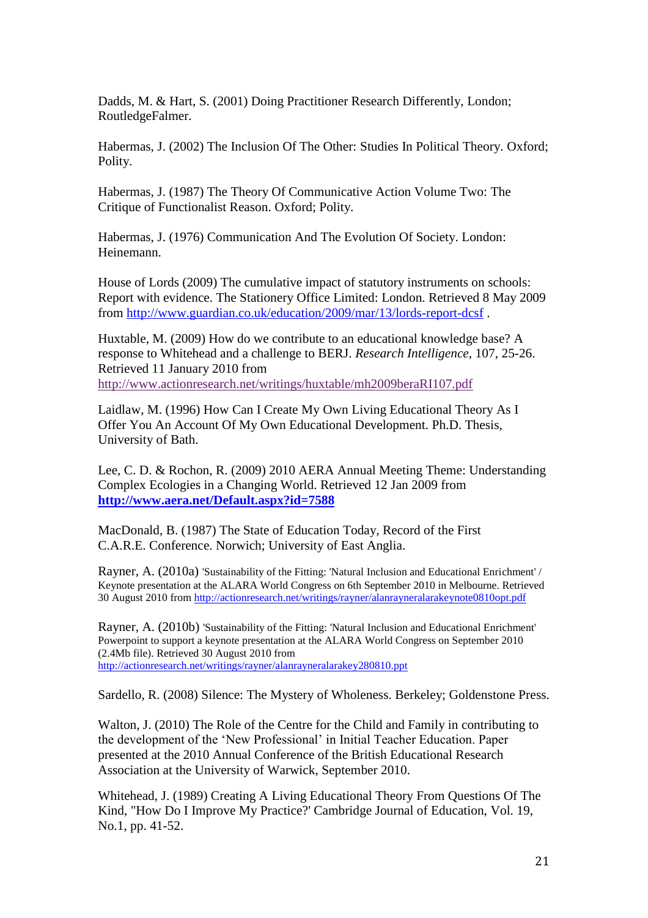Dadds, M. & Hart, S. (2001) Doing Practitioner Research Differently, London; RoutledgeFalmer.

Habermas, J. (2002) The Inclusion Of The Other: Studies In Political Theory. Oxford; Polity.

Habermas, J. (1987) The Theory Of Communicative Action Volume Two: The Critique of Functionalist Reason. Oxford; Polity.

Habermas, J. (1976) Communication And The Evolution Of Society. London: Heinemann.

House of Lords (2009) The cumulative impact of statutory instruments on schools: Report with evidence. The Stationery Office Limited: London. Retrieved 8 May 2009 from http://www.guardian.co.uk/education/2009/mar/13/lords-report-dcsf .

Huxtable, M. (2009) How do we contribute to an educational knowledge base? A response to Whitehead and a challenge to BERJ. *Research Intelligence*, 107, 25-26. Retrieved 11 January 2010 from http://www.actionresearch.net/writings/huxtable/mh2009beraRI107.pdf

Laidlaw, M. (1996) How Can I Create My Own Living Educational Theory As I Offer You An Account Of My Own Educational Development. Ph.D. Thesis, University of Bath.

Lee, C. D. & Rochon, R. (2009) 2010 AERA Annual Meeting Theme: Understanding Complex Ecologies in a Changing World. Retrieved 12 Jan 2009 from **http://www.aera.net/Default.aspx?id=7588**

MacDonald, B. (1987) The State of Education Today, Record of the First C.A.R.E. Conference. Norwich; University of East Anglia.

Rayner, A. (2010a) 'Sustainability of the Fitting: 'Natural Inclusion and Educational Enrichment' / Keynote presentation at the ALARA World Congress on 6th September 2010 in Melbourne. Retrieved 30 August 2010 from http://actionresearch.net/writings/rayner/alanrayneralarakeynote0810opt.pdf

Rayner, A. (2010b) 'Sustainability of the Fitting: 'Natural Inclusion and Educational Enrichment' Powerpoint to support a keynote presentation at the ALARA World Congress on September 2010 (2.4Mb file). Retrieved 30 August 2010 from http://actionresearch.net/writings/rayner/alanrayneralarakey280810.ppt

Sardello, R. (2008) Silence: The Mystery of Wholeness. Berkeley; Goldenstone Press.

Walton, J. (2010) The Role of the Centre for the Child and Family in contributing to the development of the 'New Professional' in Initial Teacher Education. Paper presented at the 2010 Annual Conference of the British Educational Research Association at the University of Warwick, September 2010.

Whitehead, J. (1989) Creating A Living Educational Theory From Questions Of The Kind, "How Do I Improve My Practice?' Cambridge Journal of Education, Vol. 19, No.1, pp. 41-52.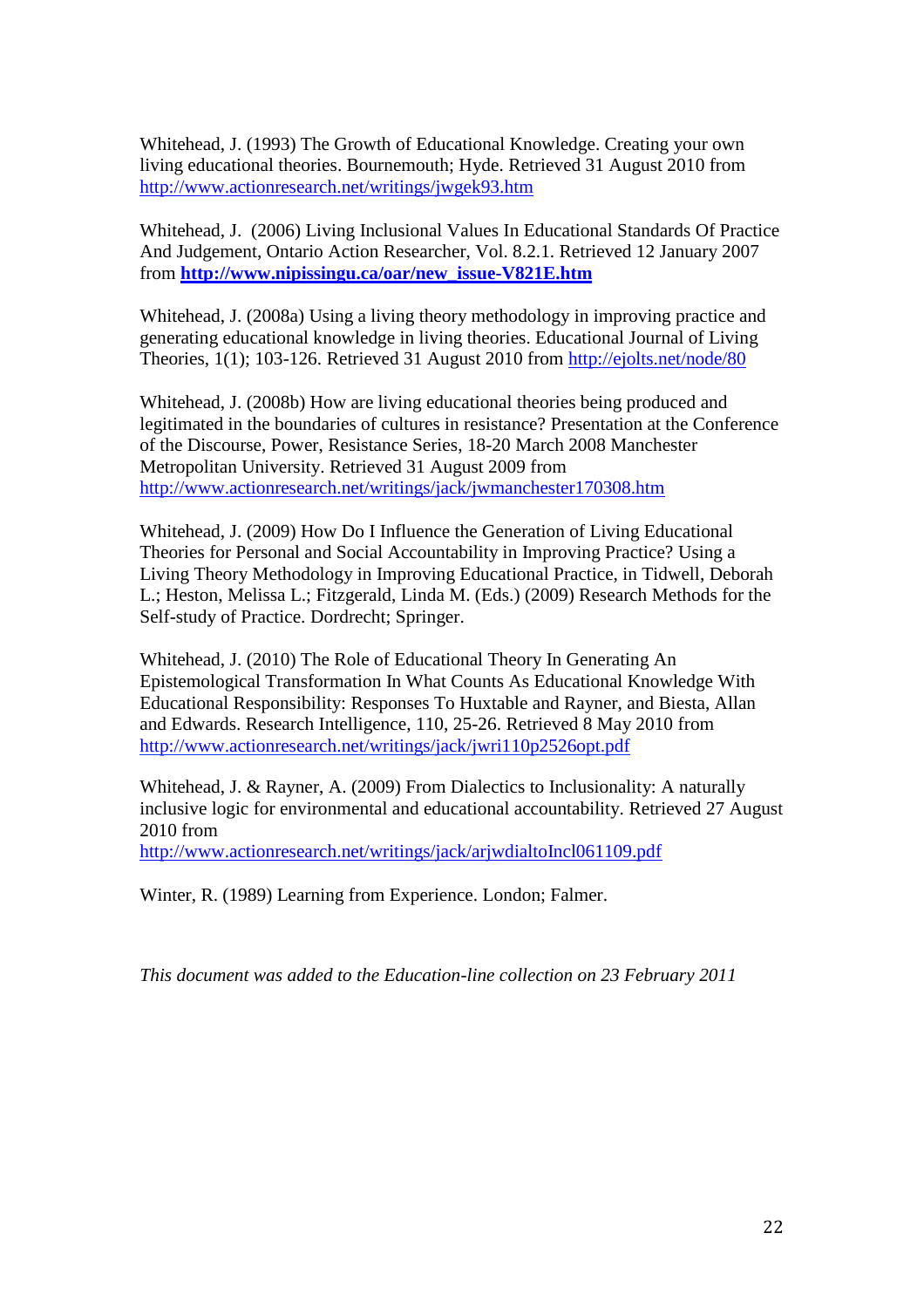Whitehead, J. (1993) The Growth of Educational Knowledge. Creating your own living educational theories. Bournemouth; Hyde. Retrieved 31 August 2010 from http://www.actionresearch.net/writings/jwgek93.htm

Whitehead, J. (2006) Living Inclusional Values In Educational Standards Of Practice And Judgement, Ontario Action Researcher, Vol. 8.2.1. Retrieved 12 January 2007 from **http://www.nipissingu.ca/oar/new_issue-V821E.htm**

Whitehead, J. (2008a) Using a living theory methodology in improving practice and generating educational knowledge in living theories. Educational Journal of Living Theories, 1(1); 103-126. Retrieved 31 August 2010 from http://ejolts.net/node/80

Whitehead, J. (2008b) How are living educational theories being produced and legitimated in the boundaries of cultures in resistance? Presentation at the Conference of the Discourse, Power, Resistance Series, 18-20 March 2008 Manchester Metropolitan University. Retrieved 31 August 2009 from http://www.actionresearch.net/writings/jack/jwmanchester170308.htm

Whitehead, J. (2009) How Do I Influence the Generation of Living Educational Theories for Personal and Social Accountability in Improving Practice? Using a Living Theory Methodology in Improving Educational Practice, in Tidwell, Deborah L.; Heston, Melissa L.; Fitzgerald, Linda M. (Eds.) (2009) Research Methods for the Self-study of Practice. Dordrecht; Springer.

Whitehead, J. (2010) The Role of Educational Theory In Generating An Epistemological Transformation In What Counts As Educational Knowledge With Educational Responsibility: Responses To Huxtable and Rayner, and Biesta, Allan and Edwards. Research Intelligence, 110, 25-26. Retrieved 8 May 2010 from http://www.actionresearch.net/writings/jack/jwri110p2526opt.pdf

Whitehead, J. & Rayner, A. (2009) From Dialectics to Inclusionality: A naturally inclusive logic for environmental and educational accountability. Retrieved 27 August 2010 from http://www.actionresearch.net/writings/jack/arjwdialtoIncl061109.pdf

Winter, R. (1989) Learning from Experience. London; Falmer.

*This document was added to the Education-line collection on 23 February 2011*